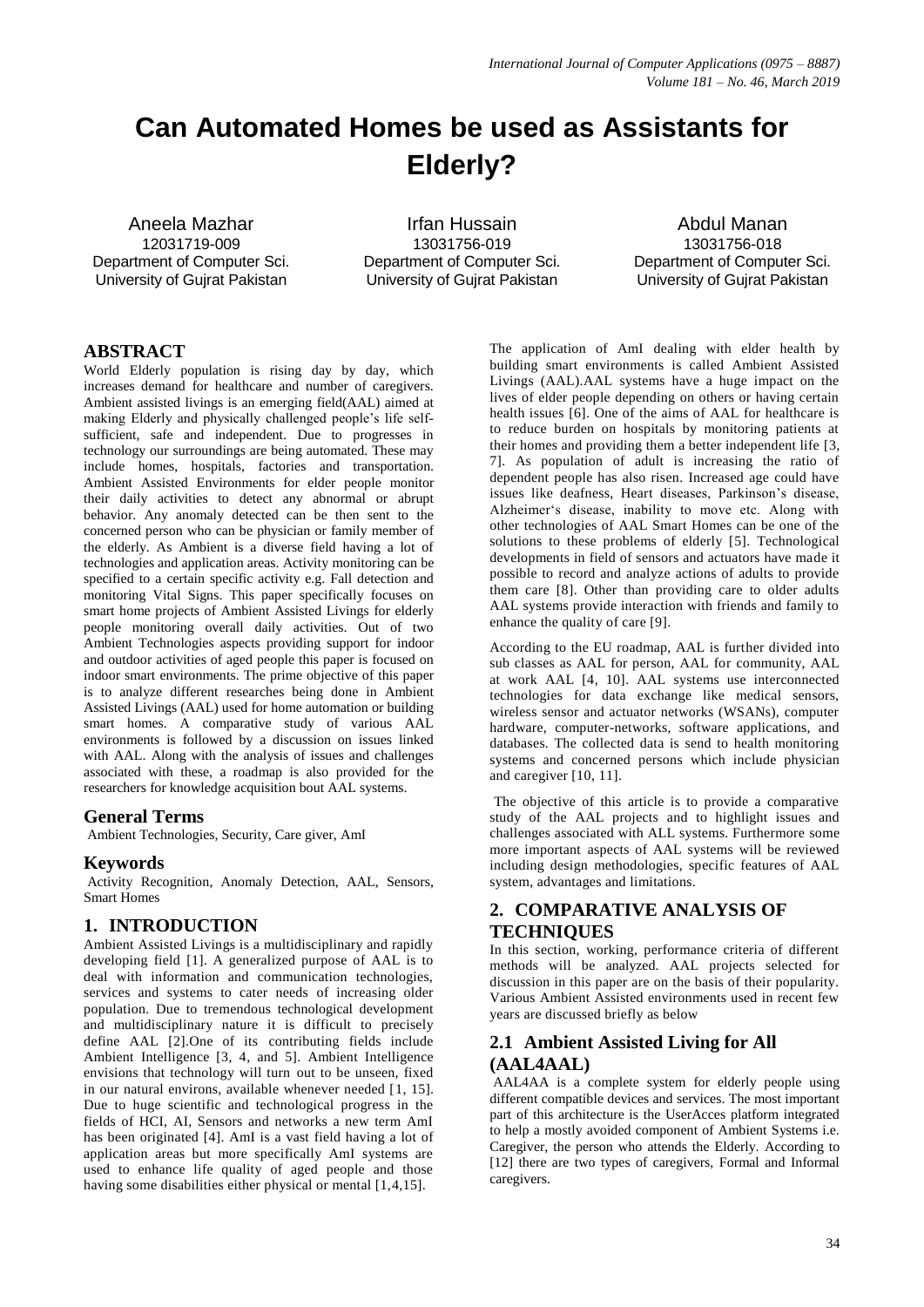# Can Automated Homes be used as Assistants for Elderly?

Aneela Mazhar
12031719-009
Department of Computer Sci.
University of Gujrat Pakistan

Irfan Hussain
13031756-019
Department of Computer Sci.
University of Gujrat Pakistan

Abdul Manan
13031756-018
Department of Computer Sci.
University of Gujrat Pakistan

## ABSTRACT

World Elderly population is rising day by day, which increases demand for healthcare and number of caregivers. Ambient assisted livings is an emerging field(AAL) aimed at making Elderly and physically challenged people's life self-sufficient, safe and independent. Due to progresses in technology our surroundings are being automated. These may include homes, hospitals, factories and transportation. Ambient Assisted Environments for elder people monitor their daily activities to detect any abnormal or abrupt behavior. Any anomaly detected can be then sent to the concerned person who can be physician or family member of the elderly. As Ambient is a diverse field having a lot of technologies and application areas. Activity monitoring can be specified to a certain specific activity e.g. Fall detection and monitoring Vital Signs. This paper specifically focuses on smart home projects of Ambient Assisted Livings for elderly people monitoring overall daily activities. Out of two Ambient Technologies aspects providing support for indoor and outdoor activities of aged people this paper is focused on indoor smart environments. The prime objective of this paper is to analyze different researches being done in Ambient Assisted Livings (AAL) used for home automation or building smart homes. A comparative study of various AAL environments is followed by a discussion on issues linked with AAL. Along with the analysis of issues and challenges associated with these, a roadmap is also provided for the researchers for knowledge acquisition bout AAL systems.

## General Terms

Ambient Technologies, Security, Care giver, AmI

## Keywords

Activity Recognition, Anomaly Detection, AAL, Sensors, Smart Homes

## 1. INTRODUCTION

Ambient Assisted Livings is a multidisciplinary and rapidly developing field [1]. A generalized purpose of AAL is to deal with information and communication technologies, services and systems to cater needs of increasing older population. Due to tremendous technological development and multidisciplinary nature it is difficult to precisely define AAL [2].One of its contributing fields include Ambient Intelligence [3, 4, and 5]. Ambient Intelligence envisions that technology will turn out to be unseen, fixed in our natural environs, available whenever needed [1, 15]. Due to huge scientific and technological progress in the fields of HCI, AI, Sensors and networks a new term AmI has been originated [4]. AmI is a vast field having a lot of application areas but more specifically AmI systems are used to enhance life quality of aged people and those having some disabilities either physical or mental [1,4,15].

The application of AmI dealing with elder health by building smart environments is called Ambient Assisted Livings (AAL).AAL systems have a huge impact on the lives of elder people depending on others or having certain health issues [6]. One of the aims of AAL for healthcare is to reduce burden on hospitals by monitoring patients at their homes and providing them a better independent life [3, 7]. As population of adult is increasing the ratio of dependent people has also risen. Increased age could have issues like deafness, Heart diseases, Parkinson's disease, Alzheimer's disease, inability to move etc. Along with other technologies of AAL Smart Homes can be one of the solutions to these problems of elderly [5]. Technological developments in field of sensors and actuators have made it possible to record and analyze actions of adults to provide them care [8]. Other than providing care to older adults AAL systems provide interaction with friends and family to enhance the quality of care [9].

According to the EU roadmap, AAL is further divided into sub classes as AAL for person, AAL for community, AAL at work AAL [4, 10]. AAL systems use interconnected technologies for data exchange like medical sensors, wireless sensor and actuator networks (WSANs), computer hardware, computer-networks, software applications, and databases. The collected data is send to health monitoring systems and concerned persons which include physician and caregiver [10, 11].

The objective of this article is to provide a comparative study of the AAL projects and to highlight issues and challenges associated with ALL systems. Furthermore some more important aspects of AAL systems will be reviewed including design methodologies, specific features of AAL system, advantages and limitations.

## 2. COMPARATIVE ANALYSIS OF TECHNIQUES

In this section, working, performance criteria of different methods will be analyzed. AAL projects selected for discussion in this paper are on the basis of their popularity. Various Ambient Assisted environments used in recent few years are discussed briefly as below

### 2.1 Ambient Assisted Living for All (AAL4AAL)

AAL4AA is a complete system for elderly people using different compatible devices and services. The most important part of this architecture is the UserAcces platform integrated to help a mostly avoided component of Ambient Systems i.e. Caregiver, the person who attends the Elderly. According to [12] there are two types of caregivers, Formal and Informal caregivers.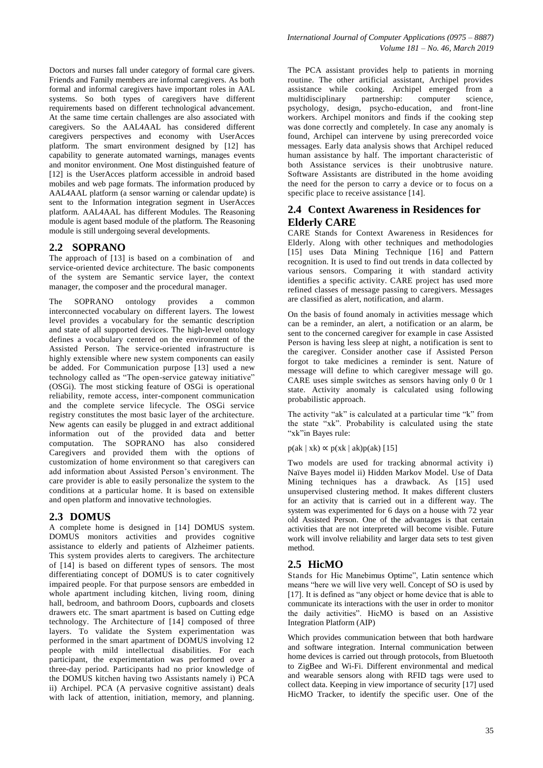Doctors and nurses fall under category of formal care givers. Friends and Family members are informal caregivers. As both formal and informal caregivers have important roles in AAL systems. So both types of caregivers have different requirements based on different technological advancement. At the same time certain challenges are also associated with caregivers. So the AAL4AAL has considered different caregivers perspectives and economy with UserAcces platform. The smart environment designed by [12] has capability to generate automated warnings, manages events and monitor environment. One Most distinguished feature of [12] is the UserAcces platform accessible in android based mobiles and web page formats. The information produced by AAL4AAL platform (a sensor warning or calendar update) is sent to the Information integration segment in UserAcces platform. AAL4AAL has different Modules. The Reasoning module is agent based module of the platform. The Reasoning module is still undergoing several developments.

## 2.2 SOPRANO

The approach of [13] is based on a combination of  and service-oriented device architecture. The basic components of the system are Semantic service layer, the context manager, the composer and the procedural manager.

The SOPRANO ontology provides a common interconnected vocabulary on different layers. The lowest level provides a vocabulary for the semantic description and state of all supported devices. The high-level ontology defines a vocabulary centered on the environment of the Assisted Person. The service-oriented infrastructure is highly extensible where new system components can easily be added. For Communication purpose [13] used a new technology called as "The open-service gateway initiative" (OSGi). The most sticking feature of OSGi is operational reliability, remote access, inter-component communication and the complete service lifecycle. The OSGi service registry constitutes the most basic layer of the architecture. New agents can easily be plugged in and extract additional information out of the provided data and better computation. The SOPRANO has also considered Caregivers and provided them with the options of customization of home environment so that caregivers can add information about Assisted Person's environment. The care provider is able to easily personalize the system to the conditions at a particular home. It is based on extensible and open platform and innovative technologies.

## 2.3 DOMUS

A complete home is designed in [14] DOMUS system. DOMUS monitors activities and provides cognitive assistance to elderly and patients of Alzheimer patients. This system provides alerts to caregivers. The architecture of [14] is based on different types of sensors. The most differentiating concept of DOMUS is to cater cognitively impaired people. For that purpose sensors are embedded in whole apartment including kitchen, living room, dining hall, bedroom, and bathroom Doors, cupboards and closets drawers etc. The smart apartment is based on Cutting edge technology. The Architecture of [14] composed of three layers. To validate the System experimentation was performed in the smart apartment of DOMUS involving 12 people with mild intellectual disabilities. For each participant, the experimentation was performed over a three-day period. Participants had no prior knowledge of the DOMUS kitchen having two Assistants namely i) PCA ii) Archipel. PCA (A pervasive cognitive assistant) deals with lack of attention, initiation, memory, and planning. The PCA assistant provides help to patients in morning routine. The other artificial assistant, Archipel provides assistance while cooking. Archipel emerged from a multidisciplinary partnership: computer science, psychology, design, psycho-education, and front-line workers. Archipel monitors and finds if the cooking step was done correctly and completely. In case any anomaly is found, Archipel can intervene by using prerecorded voice messages. Early data analysis shows that Archipel reduced human assistance by half. The important characteristic of both Assistance services is their unobtrusive nature. Software Assistants are distributed in the home avoiding the need for the person to carry a device or to focus on a specific place to receive assistance [14].

## 2.4 Context Awareness in Residences for Elderly CARE

CARE Stands for Context Awareness in Residences for Elderly. Along with other techniques and methodologies [15] uses Data Mining Technique [16] and Pattern recognition. It is used to find out trends in data collected by various sensors. Comparing it with standard activity identifies a specific activity. CARE project has used more refined classes of message passing to caregivers. Messages are classified as alert, notification, and alarm.

On the basis of found anomaly in activities message which can be a reminder, an alert, a notification or an alarm, be sent to the concerned caregiver for example in case Assisted Person is having less sleep at night, a notification is sent to the caregiver. Consider another case if Assisted Person forgot to take medicines a reminder is sent. Nature of message will define to which caregiver message will go. CARE uses simple switches as sensors having only 0 0r 1 state. Activity anomaly is calculated using following probabilistic approach.

The activity "ak" is calculated at a particular time "k" from the state "xk". Probability is calculated using the state "xk"in Bayes rule:

$p(ak \mid xk) \propto p(xk \mid ak)p(ak)$ [15]

Two models are used for tracking abnormal activity i) Naïve Bayes model ii) Hidden Markov Model. Use of Data Mining techniques has a drawback. As [15] used unsupervised clustering method. It makes different clusters for an activity that is carried out in a different way. The system was experimented for 6 days on a house with 72 year old Assisted Person. One of the advantages is that certain activities that are not interpreted will become visible. Future work will involve reliability and larger data sets to test given method.

## 2.5 HicMO

Stands for Hic Manebimus Optime", Latin sentence which means "here we will live very well. Concept of SO is used by [17]. It is defined as "any object or home device that is able to communicate its interactions with the user in order to monitor the daily activities". HicMO is based on an Assistive Integration Platform (AIP)

Which provides communication between that both hardware and software integration. Internal communication between home devices is carried out through protocols, from Bluetooth to ZigBee and Wi-Fi. Different environmental and medical and wearable sensors along with RFID tags were used to collect data. Keeping in view importance of security [17] used HicMO Tracker, to identify the specific user. One of the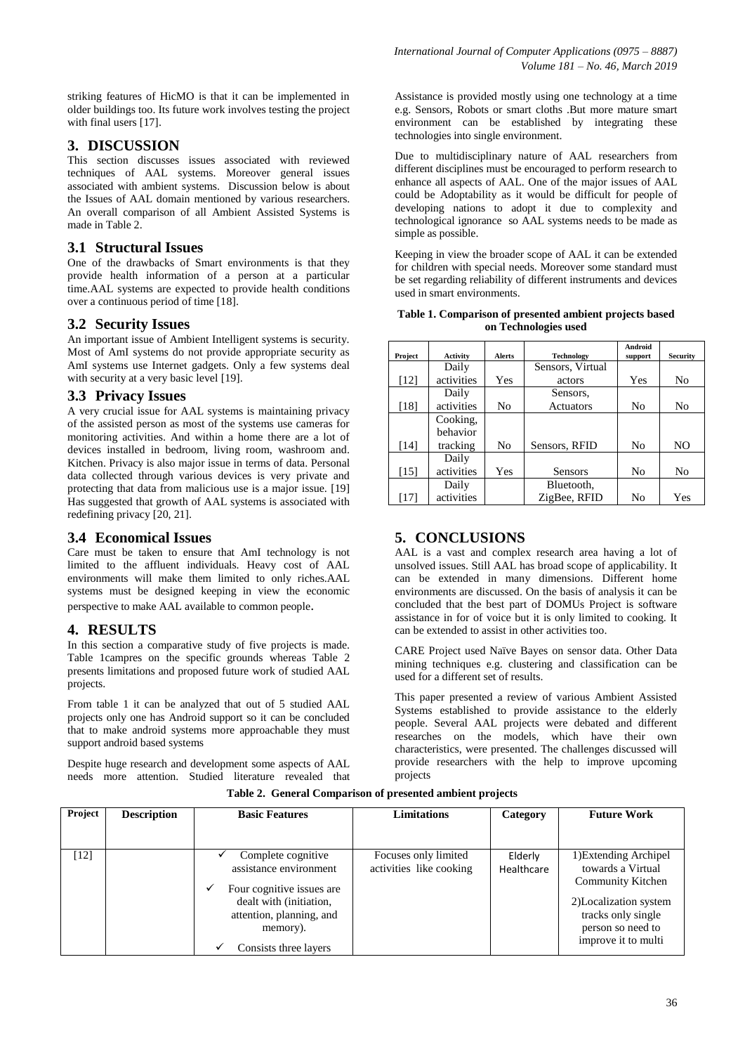striking features of HicMO is that it can be implemented in older buildings too. Its future work involves testing the project with final users [17].

## 3. DISCUSSION

This section discusses issues associated with reviewed techniques of AAL systems. Moreover general issues associated with ambient systems. Discussion below is about the Issues of AAL domain mentioned by various researchers. An overall comparison of all Ambient Assisted Systems is made in Table 2.

### 3.1 Structural Issues

One of the drawbacks of Smart environments is that they provide health information of a person at a particular time.AAL systems are expected to provide health conditions over a continuous period of time [18].

### 3.2 Security Issues

An important issue of Ambient Intelligent systems is security. Most of AmI systems do not provide appropriate security as AmI systems use Internet gadgets. Only a few systems deal with security at a very basic level [19].

### 3.3 Privacy Issues

A very crucial issue for AAL systems is maintaining privacy of the assisted person as most of the systems use cameras for monitoring activities. And within a home there are a lot of devices installed in bedroom, living room, washroom and. Kitchen. Privacy is also major issue in terms of data. Personal data collected through various devices is very private and protecting that data from malicious use is a major issue. [19] Has suggested that growth of AAL systems is associated with redefining privacy [20, 21].

### 3.4 Economical Issues

Care must be taken to ensure that AmI technology is not limited to the affluent individuals. Heavy cost of AAL environments will make them limited to only riches.AAL systems must be designed keeping in view the economic perspective to make AAL available to common people.

## 4. RESULTS

In this section a comparative study of five projects is made. Table 1campres on the specific grounds whereas Table 2 presents limitations and proposed future work of studied AAL projects.

From table 1 it can be analyzed that out of 5 studied AAL projects only one has Android support so it can be concluded that to make android systems more approachable they must support android based systems

Despite huge research and development some aspects of AAL needs more attention. Studied literature revealed that Assistance is provided mostly using one technology at a time e.g. Sensors, Robots or smart cloths .But more mature smart environment can be established by integrating these technologies into single environment.

Due to multidisciplinary nature of AAL researchers from different disciplines must be encouraged to perform research to enhance all aspects of AAL. One of the major issues of AAL could be Adoptability as it would be difficult for people of developing nations to adopt it due to complexity and technological ignorance so AAL systems needs to be made as simple as possible.

Keeping in view the broader scope of AAL it can be extended for children with special needs. Moreover some standard must be set regarding reliability of different instruments and devices used in smart environments.

**Table 1. Comparison of presented ambient projects based on Technologies used**

| Project | Activity | Alerts | Technology | Android support | Security |
|---|---|---|---|---|---|
| [12] | Daily activities | Yes | Sensors, Virtual actors | Yes | No |
| [18] | Daily activities | No | Sensors, Actuators | No | No |
| [14] | Cooking, behavior tracking | No | Sensors, RFID | No | NO |
| [15] | Daily activities | Yes | Sensors | No | No |
| [17] | Daily activities | | Bluetooth, ZigBee, RFID | No | Yes |

## 5. CONCLUSIONS

AAL is a vast and complex research area having a lot of unsolved issues. Still AAL has broad scope of applicability. It can be extended in many dimensions. Different home environments are discussed. On the basis of analysis it can be concluded that the best part of DOMUs Project is software assistance in for of voice but it is only limited to cooking. It can be extended to assist in other activities too.

CARE Project used Naïve Bayes on sensor data. Other Data mining techniques e.g. clustering and classification can be used for a different set of results.

This paper presented a review of various Ambient Assisted Systems established to provide assistance to the elderly people. Several AAL projects were debated and different researches on the models, which have their own characteristics, were presented. The challenges discussed will provide researchers with the help to improve upcoming projects

**Table 2. General Comparison of presented ambient projects**

| Project | Description | Basic Features | Limitations | Category | Future Work |
|---|---|---|---|---|---|
| [12] | | ✓ Complete cognitive assistance environment<br>✓ Four cognitive issues are dealt with (initiation, attention, planning, and memory).<br>✓ Consists three layers | Focuses only limited activities like cooking | Elderly Healthcare | 1)Extending Archipel towards a Virtual Community Kitchen<br>2)Localization system tracks only single person so need to improve it to multi |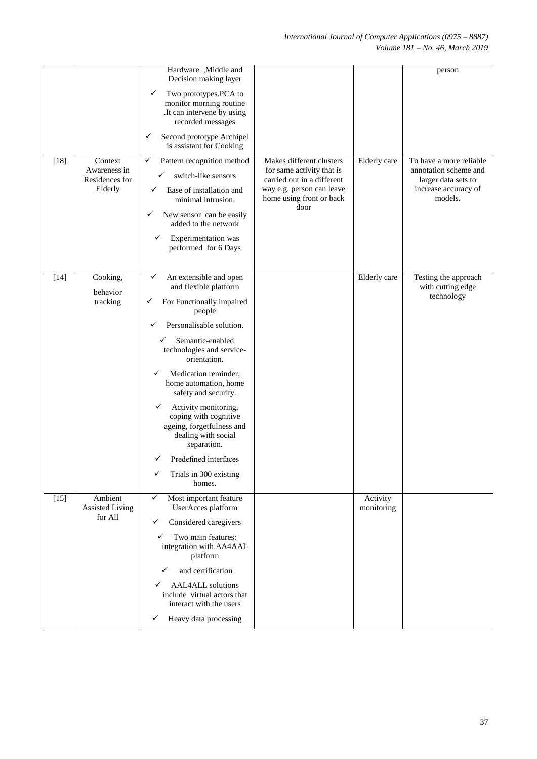| | | | | | |
|---|---|---|---|---|---|
| | | Hardware ,Middle and Decision making layer<br>✓ Two prototypes.PCA to monitor morning routine .It can intervene by using recorded messages<br>✓ Second prototype Archipel is assistant for Cooking | | | person |
| [18] | Context Awareness in Residences for Elderly | ✓ Pattern recognition method<br>✓ switch-like sensors<br>✓ Ease of installation and minimal intrusion.<br>✓ New sensor can be easily added to the network<br>✓ Experimentation was performed for 6 Days | Makes different clusters for same activity that is carried out in a different way e.g. person can leave home using front or back door | Elderly care | To have a more reliable annotation scheme and larger data sets to increase accuracy of models. |
| [14] | Cooking, behavior tracking | ✓ An extensible and open and flexible platform<br>✓ For Functionally impaired people<br>✓ Personalisable solution.<br>✓ Semantic-enabled technologies and service-orientation.<br>✓ Medication reminder, home automation, home safety and security.<br>✓ Activity monitoring, coping with cognitive ageing, forgetfulness and dealing with social separation.<br>✓ Predefined interfaces<br>✓ Trials in 300 existing homes. | | Elderly care | Testing the approach with cutting edge technology |
| [15] | Ambient Assisted Living for All | ✓ Most important feature UserAcces platform<br>✓ Considered caregivers<br>✓ Two main features: integration with AA4AAL platform<br>✓ and certification<br>✓ AAL4ALL solutions include virtual actors that interact with the users<br>✓ Heavy data processing | | Activity monitoring | |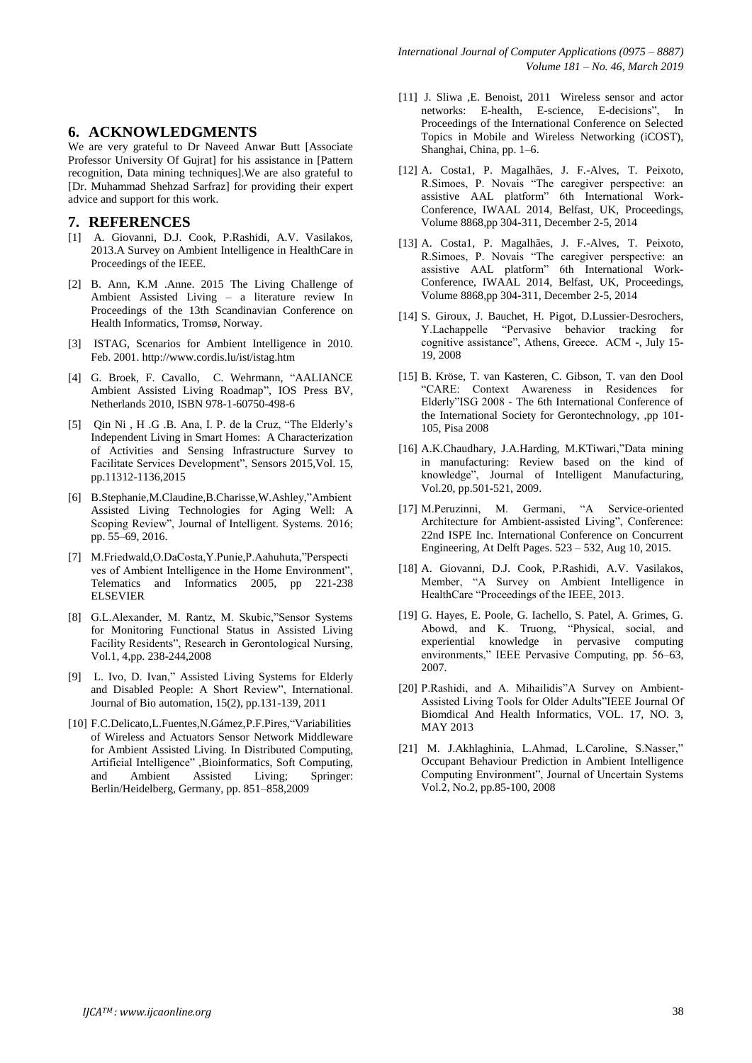## 6. ACKNOWLEDGMENTS

We are very grateful to Dr Naveed Anwar Butt [Associate Professor University Of Gujrat] for his assistance in [Pattern recognition, Data mining techniques].We are also grateful to [Dr. Muhammad Shehzad Sarfraz] for providing their expert advice and support for this work.

## 7. REFERENCES

[1] A. Giovanni, D.J. Cook, P.Rashidi, A.V. Vasilakos, 2013.A Survey on Ambient Intelligence in HealthCare in Proceedings of the IEEE.

[2] B. Ann, K.M .Anne. 2015 The Living Challenge of Ambient Assisted Living – a literature review In Proceedings of the 13th Scandinavian Conference on Health Informatics, Tromsø, Norway.

[3] ISTAG, Scenarios for Ambient Intelligence in 2010. Feb. 2001. http://www.cordis.lu/ist/istag.htm

[4] G. Broek, F. Cavallo, C. Wehrmann, "AALIANCE Ambient Assisted Living Roadmap", IOS Press BV, Netherlands 2010, ISBN 978-1-60750-498-6

[5] Qin Ni , H .G .B. Ana, I. P. de la Cruz, "The Elderly's Independent Living in Smart Homes: A Characterization of Activities and Sensing Infrastructure Survey to Facilitate Services Development", Sensors 2015,Vol. 15, pp.11312-1136,2015

[6] B.Stephanie,M.Claudine,B.Charisse,W.Ashley,"Ambient Assisted Living Technologies for Aging Well: A Scoping Review", Journal of Intelligent. Systems. 2016; pp. 55–69, 2016.

[7] M.Friedwald,O.DaCosta,Y.Punie,P.Aahuhuta,"Perspectives of Ambient Intelligence in the Home Environment", Telematics and Informatics 2005, pp 221-238 ELSEVIER

[8] G.L.Alexander, M. Rantz, M. Skubic,"Sensor Systems for Monitoring Functional Status in Assisted Living Facility Residents", Research in Gerontological Nursing, Vol.1, 4,pp. 238-244,2008

[9] L. Ivo, D. Ivan," Assisted Living Systems for Elderly and Disabled People: A Short Review", International. Journal of Bio automation, 15(2), pp.131-139, 2011

[10] F.C.Delicato,L.Fuentes,N.Gámez,P.F.Pires,"Variabilities of Wireless and Actuators Sensor Network Middleware for Ambient Assisted Living. In Distributed Computing, Artificial Intelligence" ,Bioinformatics, Soft Computing, and Ambient Assisted Living; Springer: Berlin/Heidelberg, Germany, pp. 851–858,2009

[11] J. Sliwa ,E. Benoist, 2011 Wireless sensor and actor networks: E-health, E-science, E-decisions", In Proceedings of the International Conference on Selected Topics in Mobile and Wireless Networking (iCOST), Shanghai, China, pp. 1–6.

[12] A. Costa1, P. Magalhães, J. F.-Alves, T. Peixoto, R.Simoes, P. Novais "The caregiver perspective: an assistive AAL platform" 6th International Work-Conference, IWAAL 2014, Belfast, UK, Proceedings, Volume 8868,pp 304-311, December 2-5, 2014

[13] A. Costa1, P. Magalhães, J. F.-Alves, T. Peixoto, R.Simoes, P. Novais "The caregiver perspective: an assistive AAL platform" 6th International Work-Conference, IWAAL 2014, Belfast, UK, Proceedings, Volume 8868,pp 304-311, December 2-5, 2014

[14] S. Giroux, J. Bauchet, H. Pigot, D.Lussier-Desrochers, Y.Lachappelle "Pervasive behavior tracking for cognitive assistance", Athens, Greece. ACM -, July 15-19, 2008

[15] B. Kröse, T. van Kasteren, C. Gibson, T. van den Dool "CARE: Context Awareness in Residences for Elderly"ISG 2008 - The 6th International Conference of the International Society for Gerontechnology, ,pp 101-105, Pisa 2008

[16] A.K.Chaudhary, J.A.Harding, M.KTiwari,"Data mining in manufacturing: Review based on the kind of knowledge", Journal of Intelligent Manufacturing, Vol.20, pp.501-521, 2009.

[17] M.Peruzinni, M. Germani, "A Service-oriented Architecture for Ambient-assisted Living", Conference: 22nd ISPE Inc. International Conference on Concurrent Engineering, At Delft Pages. 523 – 532, Aug 10, 2015.

[18] A. Giovanni, D.J. Cook, P.Rashidi, A.V. Vasilakos, Member, "A Survey on Ambient Intelligence in HealthCare "Proceedings of the IEEE, 2013.

[19] G. Hayes, E. Poole, G. Iachello, S. Patel, A. Grimes, G. Abowd, and K. Truong, "Physical, social, and experiential knowledge in pervasive computing environments," IEEE Pervasive Computing, pp. 56–63, 2007.

[20] P.Rashidi, and A. Mihailidis"A Survey on Ambient-Assisted Living Tools for Older Adults"IEEE Journal Of Biomdical And Health Informatics, VOL. 17, NO. 3, MAY 2013

[21] M. J.Akhlaghinia, L.Ahmad, L.Caroline, S.Nasser," Occupant Behaviour Prediction in Ambient Intelligence Computing Environment", Journal of Uncertain Systems Vol.2, No.2, pp.85-100, 2008